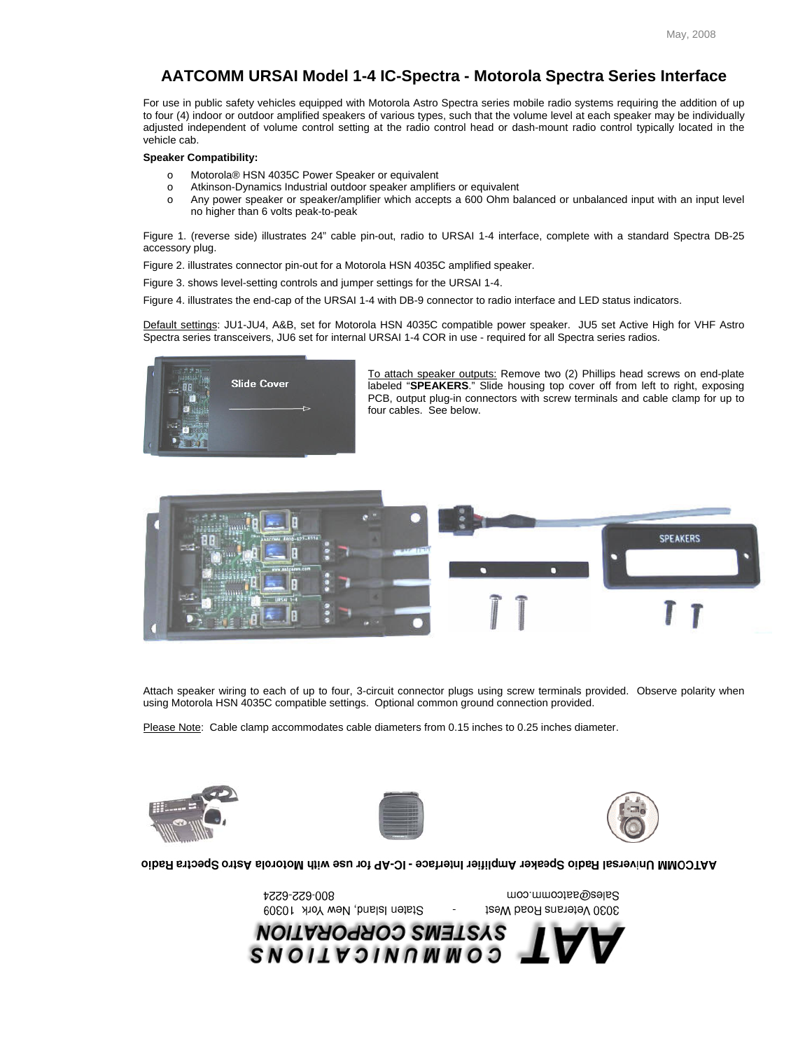May, 2008

# AATCOMM URSAI Model 1-4 IC-Spectra - Motorola Spectra Series Interface

For use in public safety vehicles equipped with Motorola Astro Spectra series mobile radio systems requiring the addition of up to four (4) indoor or outdoor amplified speakers of various types, such that the volume level at each speaker may be individually adjusted independent of volume control setting at the radio control head or dash-mount radio control typically located in the vehicle cab.

**Speaker Compatibility:**

- Motorola® HSN 4035C Power Speaker or equivalent
- Atkinson-Dynamics Industrial outdoor speaker amplifiers or equivalent
- Any power speaker or speaker/amplifier which accepts a 600 Ohm balanced or unbalanced input with an input level no higher than 6 volts peak-to-peak

Figure 1. (reverse side) illustrates 24" cable pin-out, radio to URSAI 1-4 interface, complete with a standard Spectra DB-25 accessory plug.

Figure 2. illustrates connector pin-out for a Motorola HSN 4035C amplified speaker.

Figure 3. shows level-setting controls and jumper settings for the URSAI 1-4.

Figure 4. illustrates the end-cap of the URSAI 1-4 with DB-9 connector to radio interface and LED status indicators.

Default settings: JU1-JU4, A&B, set for Motorola HSN 4035C compatible power speaker. JU5 set Active High for VHF Astro Spectra series transceivers, JU6 set for internal URSAI 1-4 COR in use - required for all Spectra series radios.

To attach speaker outputs: Remove two (2) Phillips head screws on end-plate labeled "**SPEAKERS**." Slide housing top cover off from left to right, exposing PCB, output plug-in connectors with screw terminals and cable clamp for up to four cables. See below.

Attach speaker wiring to each of up to four, 3-circuit connector plugs using screw terminals provided. Observe polarity when using Motorola HSN 4035C compatible settings. Optional common ground connection provided.

Please Note: Cable clamp accommodates cable diameters from 0.15 inches to 0.25 inches diameter.

**AATCOMM Universal Radio Speaker Amplifier Interface - IC-AP for use with Motorola Astro Spectra Radio**

3030 Veterans Road West - Staten Island, New York 10309

Sales@aatcomm.com 800-622-6224

AAT COMMUNICATIONS SYSTEMS CORPORATION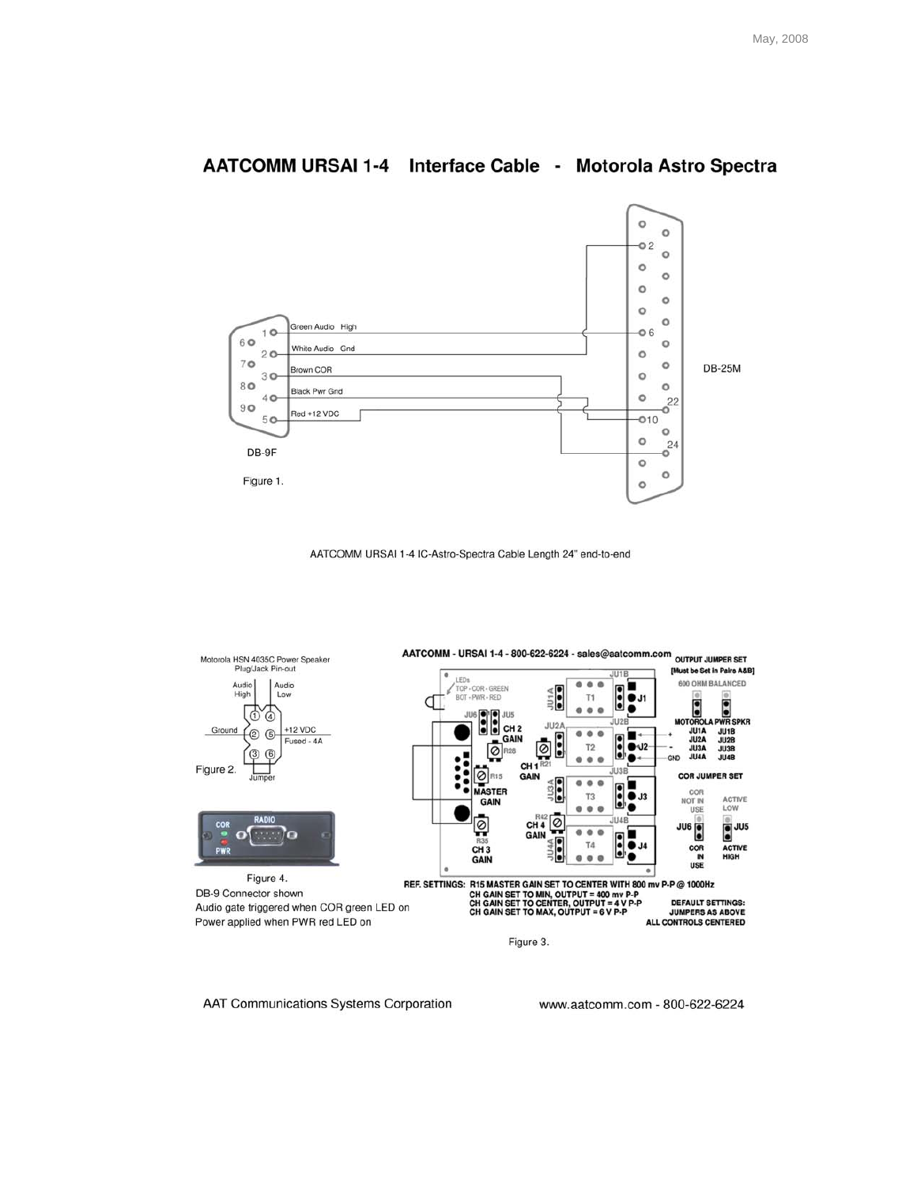# AATCOMM URSAI 1-4 Interface Cable - Motorola Astro Spectra

Green Audio High

White Audio Gnd

Brown COR

Black Pwr Gnd

Red +12 VDC

DB-9F

DB-25M

Figure 1.

AATCOMM URSAI 1-4 IC-Astro-Spectra Cable Length 24" end-to-end

Motorola HSN 4035C Power Speaker Plug/Jack Pin-out

Audio High

Audio Low

Ground

+12 VDC Fused - 4A

Jumper

Figure 2.

AATCOMM - URSAI 1-4 - 800-622-6224 - sales@aatcomm.com

LEDs TOP - COR - GREEN BOT - PWR - RED

CH 2 GAIN

CH 1 GAIN

MASTER GAIN

CH 4 GAIN

CH 3 GAIN

OUTPUT JUMPER SET [Must be Set in Pairs A&B]

600 OHM BALANCED

MOTOROLA PWR SPKR

JU1A JU1B

JU2A JU2B

JU3A JU3B

JU4A JU4B

COR JUMPER SET

COR NOT IN USE

ACTIVE LOW

JU6

JU5

COR IN USE

ACTIVE HIGH

REF. SETTINGS: R15 MASTER GAIN SET TO CENTER WITH 800 mv P-P @ 1000Hz

CH GAIN SET TO MIN, OUTPUT = 400 mv P-P

CH GAIN SET TO CENTER, OUTPUT = 4 V P-P

CH GAIN SET TO MAX, OUTPUT = 6 V P-P

DEFAULT SETTINGS: JUMPERS AS ABOVE ALL CONTROLS CENTERED

Figure 3.

Figure 4.

DB-9 Connector shown

Audio gate triggered when COR green LED on

Power applied when PWR red LED on